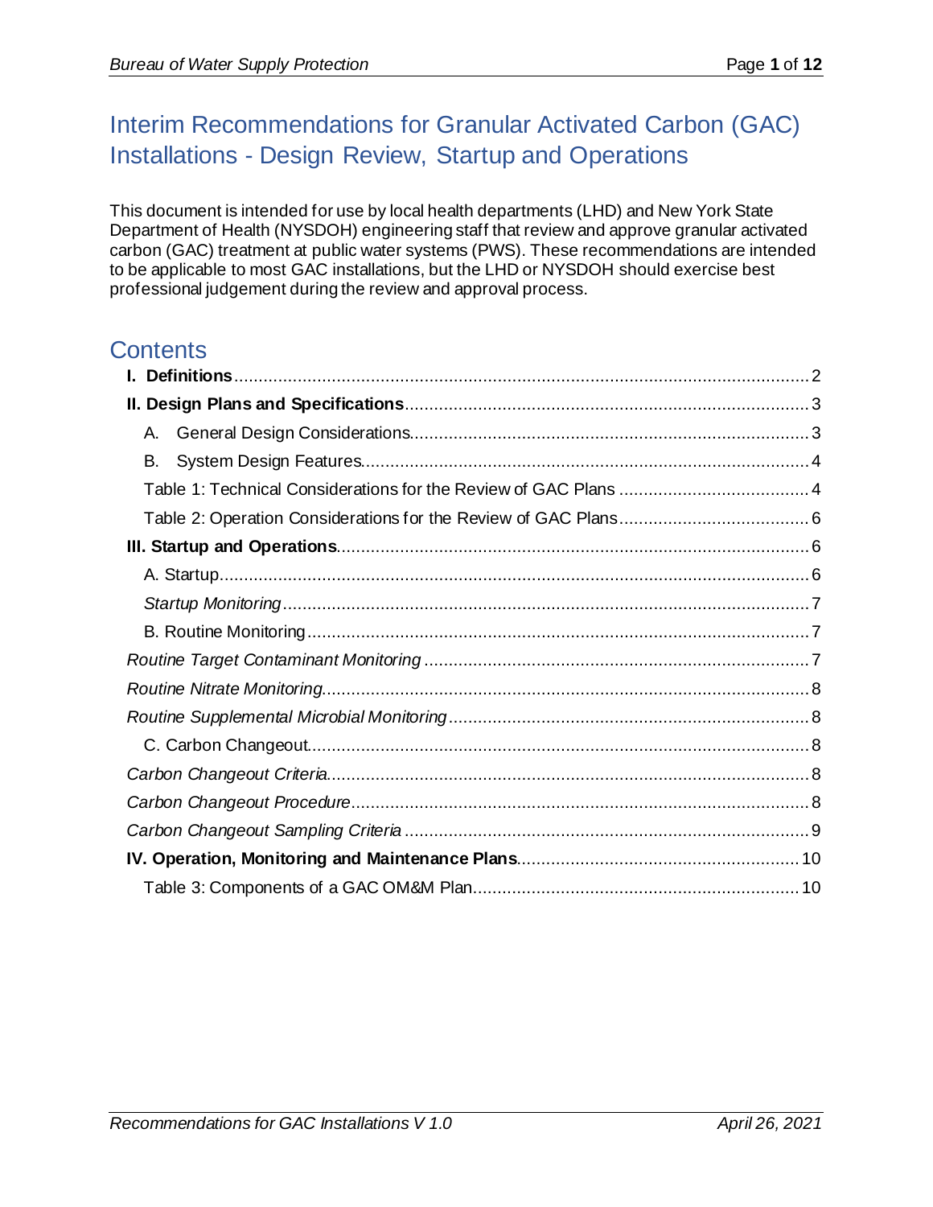# Interim Recommendations for Granular Activated Carbon (GAC) Installations - Design Review, Startup and Operations

This document is intended for use by local health departments (LHD) and New York State Department of Health (NYSDOH) engineering staff that review and approve granular activated carbon (GAC) treatment at public water systems (PWS). These recommendations are intended to be applicable to most GAC installations, but the LHD or NYSDOH should exercise best professional judgement during the review and approval process.

## Contents

- **I. Definitions** ..... 2
- **II. Design Plans and Specifications** ..... 3
  - A. General Design Considerations ..... 3
  - B. System Design Features ..... 4
  - Table 1: Technical Considerations for the Review of GAC Plans ..... 4
  - Table 2: Operation Considerations for the Review of GAC Plans ..... 6
- **III. Startup and Operations** ..... 6
  - A. Startup ..... 6
  - *Startup Monitoring* ..... 7
  - B. Routine Monitoring ..... 7
- *Routine Target Contaminant Monitoring* ..... 7
- *Routine Nitrate Monitoring* ..... 8
- *Routine Supplemental Microbial Monitoring* ..... 8
  - C. Carbon Changeout ..... 8
- *Carbon Changeout Criteria* ..... 8
- *Carbon Changeout Procedure* ..... 8
- *Carbon Changeout Sampling Criteria* ..... 9
- **IV. Operation, Monitoring and Maintenance Plans** ..... 10
  - Table 3: Components of a GAC OM&M Plan ..... 10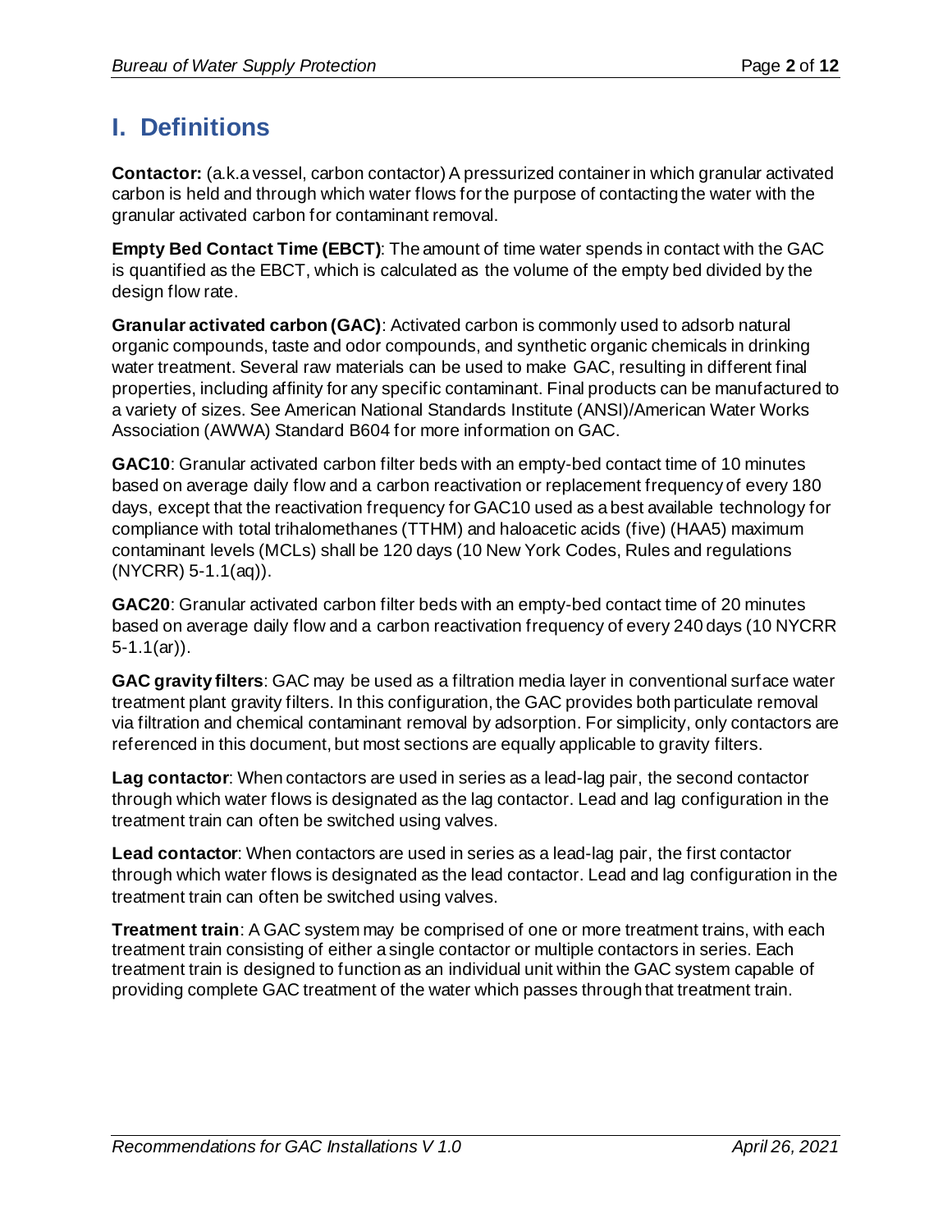# I. Definitions

**Contactor:** (a.k.a vessel, carbon contactor) A pressurized container in which granular activated carbon is held and through which water flows for the purpose of contacting the water with the granular activated carbon for contaminant removal.

**Empty Bed Contact Time (EBCT)**: The amount of time water spends in contact with the GAC is quantified as the EBCT, which is calculated as the volume of the empty bed divided by the design flow rate.

**Granular activated carbon (GAC)**: Activated carbon is commonly used to adsorb natural organic compounds, taste and odor compounds, and synthetic organic chemicals in drinking water treatment. Several raw materials can be used to make GAC, resulting in different final properties, including affinity for any specific contaminant. Final products can be manufactured to a variety of sizes. See American National Standards Institute (ANSI)/American Water Works Association (AWWA) Standard B604 for more information on GAC.

**GAC10**: Granular activated carbon filter beds with an empty-bed contact time of 10 minutes based on average daily flow and a carbon reactivation or replacement frequency of every 180 days, except that the reactivation frequency for GAC10 used as a best available technology for compliance with total trihalomethanes (TTHM) and haloacetic acids (five) (HAA5) maximum contaminant levels (MCLs) shall be 120 days (10 New York Codes, Rules and regulations (NYCRR) 5-1.1(aq)).

**GAC20**: Granular activated carbon filter beds with an empty-bed contact time of 20 minutes based on average daily flow and a carbon reactivation frequency of every 240 days (10 NYCRR 5-1.1(ar)).

**GAC gravity filters**: GAC may be used as a filtration media layer in conventional surface water treatment plant gravity filters. In this configuration, the GAC provides both particulate removal via filtration and chemical contaminant removal by adsorption. For simplicity, only contactors are referenced in this document, but most sections are equally applicable to gravity filters.

**Lag contactor**: When contactors are used in series as a lead-lag pair, the second contactor through which water flows is designated as the lag contactor. Lead and lag configuration in the treatment train can often be switched using valves.

**Lead contactor**: When contactors are used in series as a lead-lag pair, the first contactor through which water flows is designated as the lead contactor. Lead and lag configuration in the treatment train can often be switched using valves.

**Treatment train**: A GAC system may be comprised of one or more treatment trains, with each treatment train consisting of either a single contactor or multiple contactors in series. Each treatment train is designed to function as an individual unit within the GAC system capable of providing complete GAC treatment of the water which passes through that treatment train.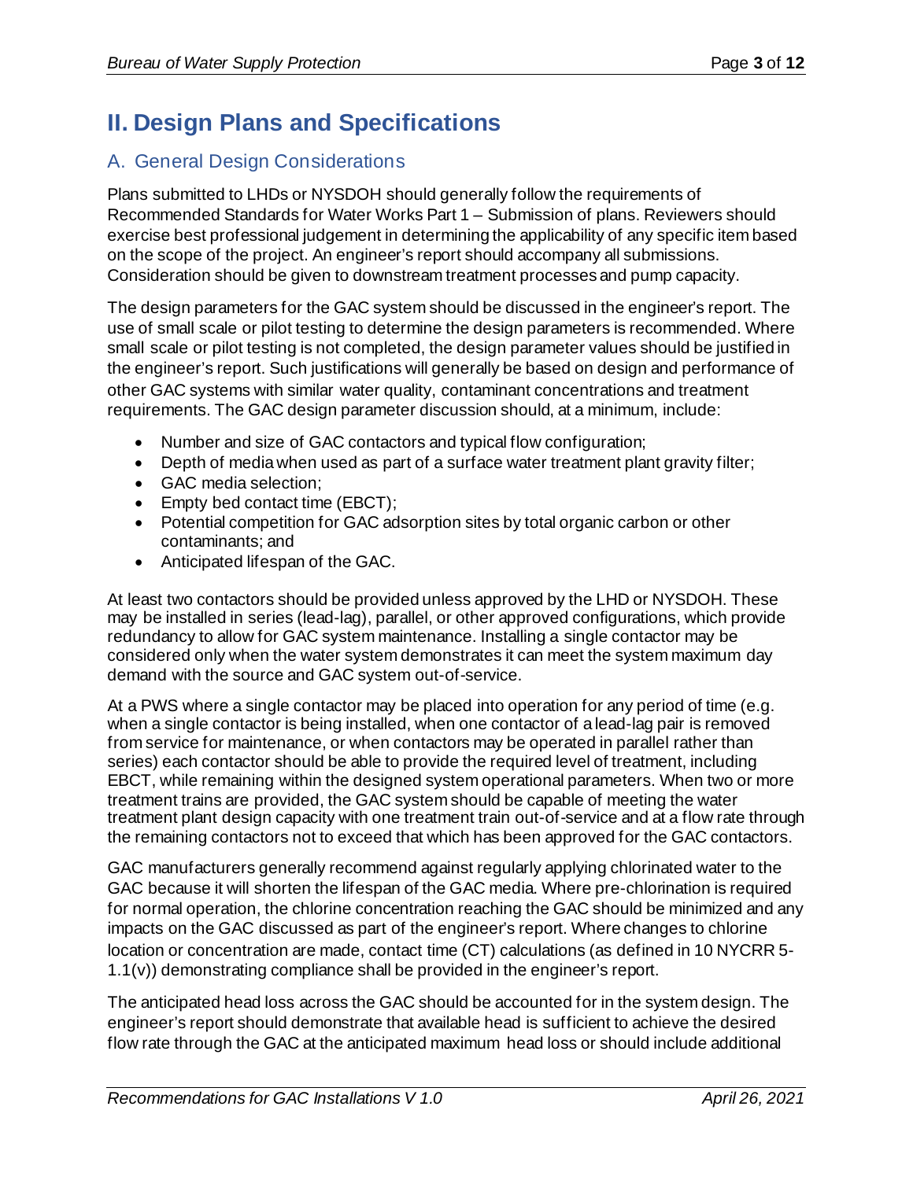# II. Design Plans and Specifications

## A. General Design Considerations

Plans submitted to LHDs or NYSDOH should generally follow the requirements of Recommended Standards for Water Works Part 1 – Submission of plans. Reviewers should exercise best professional judgement in determining the applicability of any specific item based on the scope of the project. An engineer's report should accompany all submissions. Consideration should be given to downstream treatment processes and pump capacity.

The design parameters for the GAC system should be discussed in the engineer's report. The use of small scale or pilot testing to determine the design parameters is recommended. Where small scale or pilot testing is not completed, the design parameter values should be justified in the engineer's report. Such justifications will generally be based on design and performance of other GAC systems with similar water quality, contaminant concentrations and treatment requirements. The GAC design parameter discussion should, at a minimum, include:

- Number and size of GAC contactors and typical flow configuration;
- Depth of media when used as part of a surface water treatment plant gravity filter;
- GAC media selection;
- Empty bed contact time (EBCT);
- Potential competition for GAC adsorption sites by total organic carbon or other contaminants; and
- Anticipated lifespan of the GAC.

At least two contactors should be provided unless approved by the LHD or NYSDOH. These may be installed in series (lead-lag), parallel, or other approved configurations, which provide redundancy to allow for GAC system maintenance. Installing a single contactor may be considered only when the water system demonstrates it can meet the system maximum day demand with the source and GAC system out-of-service.

At a PWS where a single contactor may be placed into operation for any period of time (e.g. when a single contactor is being installed, when one contactor of a lead-lag pair is removed from service for maintenance, or when contactors may be operated in parallel rather than series) each contactor should be able to provide the required level of treatment, including EBCT, while remaining within the designed system operational parameters. When two or more treatment trains are provided, the GAC system should be capable of meeting the water treatment plant design capacity with one treatment train out-of-service and at a flow rate through the remaining contactors not to exceed that which has been approved for the GAC contactors.

GAC manufacturers generally recommend against regularly applying chlorinated water to the GAC because it will shorten the lifespan of the GAC media. Where pre-chlorination is required for normal operation, the chlorine concentration reaching the GAC should be minimized and any impacts on the GAC discussed as part of the engineer's report. Where changes to chlorine location or concentration are made, contact time (CT) calculations (as defined in 10 NYCRR 5-1.1(v)) demonstrating compliance shall be provided in the engineer's report.

The anticipated head loss across the GAC should be accounted for in the system design. The engineer's report should demonstrate that available head is sufficient to achieve the desired flow rate through the GAC at the anticipated maximum head loss or should include additional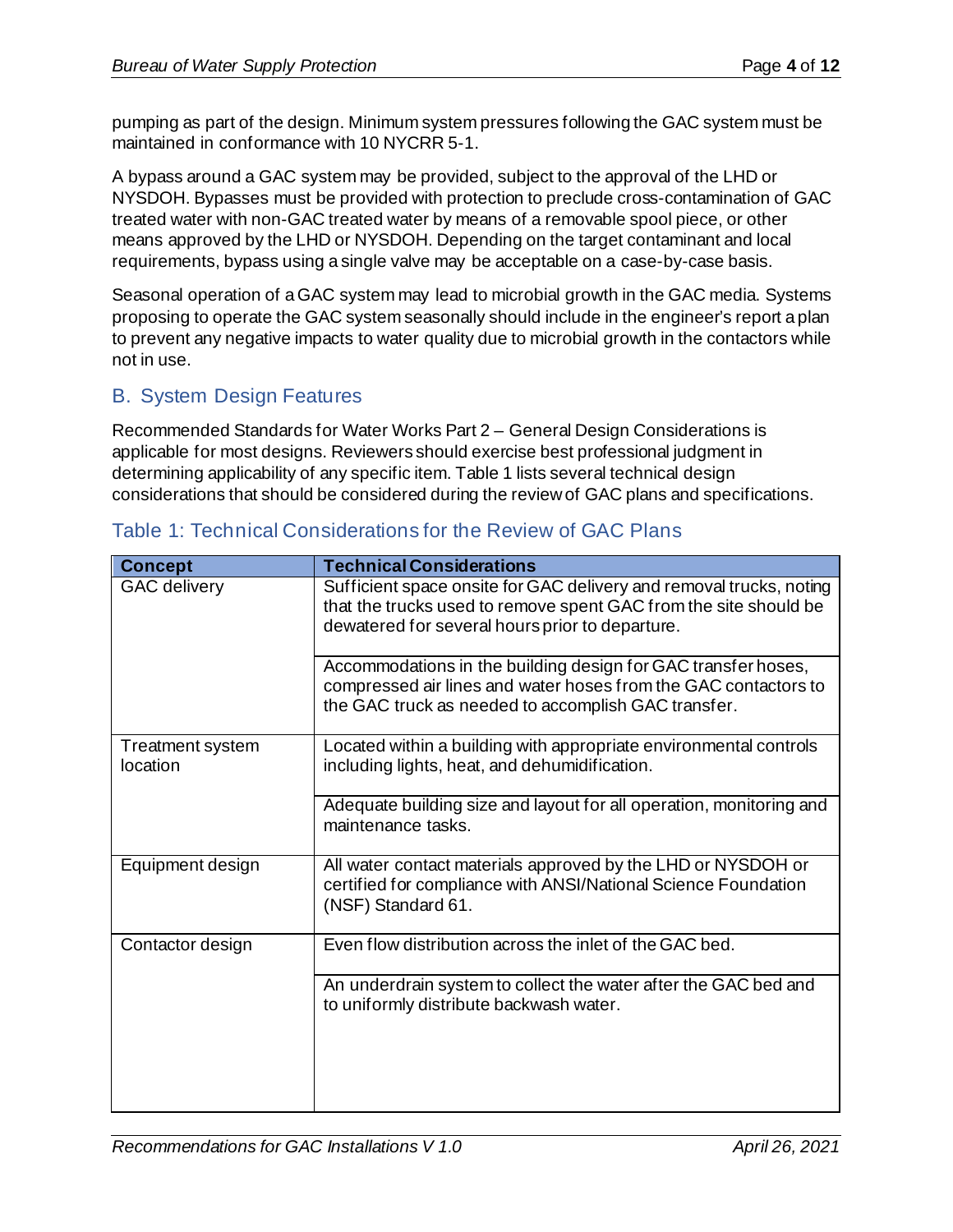pumping as part of the design. Minimum system pressures following the GAC system must be maintained in conformance with 10 NYCRR 5-1.

A bypass around a GAC system may be provided, subject to the approval of the LHD or NYSDOH. Bypasses must be provided with protection to preclude cross-contamination of GAC treated water with non-GAC treated water by means of a removable spool piece, or other means approved by the LHD or NYSDOH. Depending on the target contaminant and local requirements, bypass using a single valve may be acceptable on a case-by-case basis.

Seasonal operation of a GAC system may lead to microbial growth in the GAC media. Systems proposing to operate the GAC system seasonally should include in the engineer's report a plan to prevent any negative impacts to water quality due to microbial growth in the contactors while not in use.

## B. System Design Features

Recommended Standards for Water Works Part 2 – General Design Considerations is applicable for most designs. Reviewers should exercise best professional judgment in determining applicability of any specific item. Table 1 lists several technical design considerations that should be considered during the review of GAC plans and specifications.

### Table 1: Technical Considerations for the Review of GAC Plans

| Concept | Technical Considerations |
|---|---|
| GAC delivery | Sufficient space onsite for GAC delivery and removal trucks, noting that the trucks used to remove spent GAC from the site should be dewatered for several hours prior to departure. |
| | Accommodations in the building design for GAC transfer hoses, compressed air lines and water hoses from the GAC contactors to the GAC truck as needed to accomplish GAC transfer. |
| Treatment system location | Located within a building with appropriate environmental controls including lights, heat, and dehumidification. |
| | Adequate building size and layout for all operation, monitoring and maintenance tasks. |
| Equipment design | All water contact materials approved by the LHD or NYSDOH or certified for compliance with ANSI/National Science Foundation (NSF) Standard 61. |
| Contactor design | Even flow distribution across the inlet of the GAC bed. |
| | An underdrain system to collect the water after the GAC bed and to uniformly distribute backwash water. |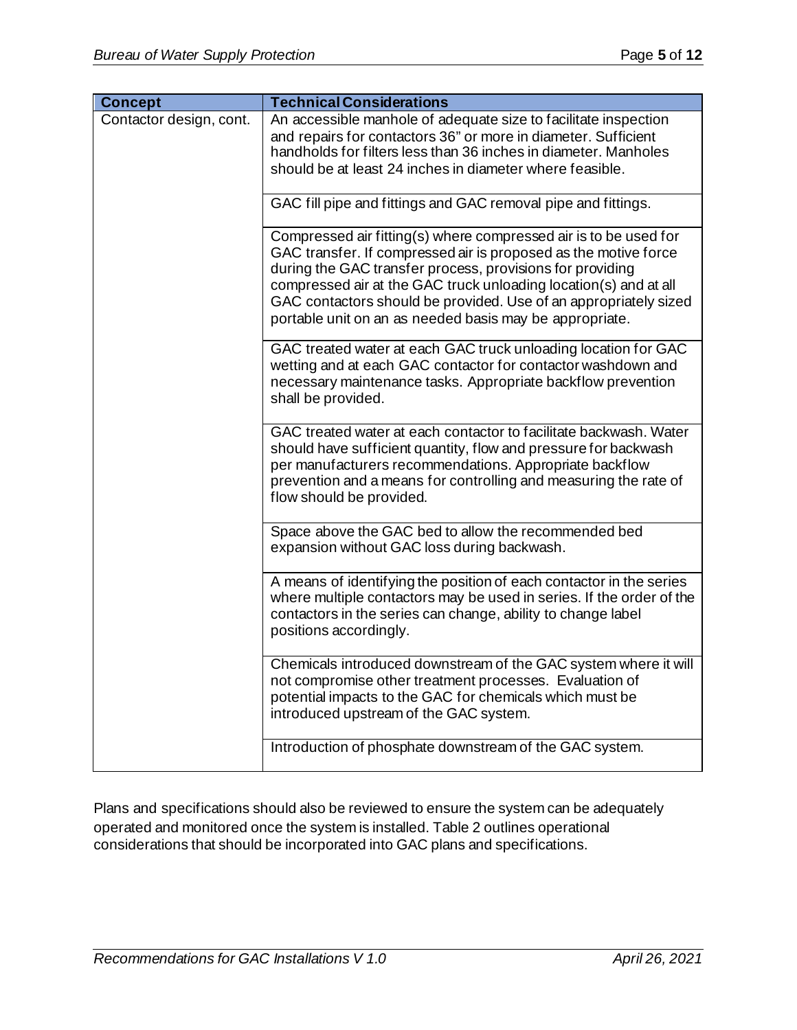| Concept | Technical Considerations |
|---|---|
| Contactor design, cont. | An accessible manhole of adequate size to facilitate inspection and repairs for contactors 36" or more in diameter. Sufficient handholds for filters less than 36 inches in diameter. Manholes should be at least 24 inches in diameter where feasible. |
| | GAC fill pipe and fittings and GAC removal pipe and fittings. |
| | Compressed air fitting(s) where compressed air is to be used for GAC transfer. If compressed air is proposed as the motive force during the GAC transfer process, provisions for providing compressed air at the GAC truck unloading location(s) and at all GAC contactors should be provided. Use of an appropriately sized portable unit on an as needed basis may be appropriate. |
| | GAC treated water at each GAC truck unloading location for GAC wetting and at each GAC contactor for contactor washdown and necessary maintenance tasks. Appropriate backflow prevention shall be provided. |
| | GAC treated water at each contactor to facilitate backwash. Water should have sufficient quantity, flow and pressure for backwash per manufacturers recommendations. Appropriate backflow prevention and a means for controlling and measuring the rate of flow should be provided. |
| | Space above the GAC bed to allow the recommended bed expansion without GAC loss during backwash. |
| | A means of identifying the position of each contactor in the series where multiple contactors may be used in series. If the order of the contactors in the series can change, ability to change label positions accordingly. |
| | Chemicals introduced downstream of the GAC system where it will not compromise other treatment processes. Evaluation of potential impacts to the GAC for chemicals which must be introduced upstream of the GAC system. |
| | Introduction of phosphate downstream of the GAC system. |

Plans and specifications should also be reviewed to ensure the system can be adequately operated and monitored once the system is installed. Table 2 outlines operational considerations that should be incorporated into GAC plans and specifications.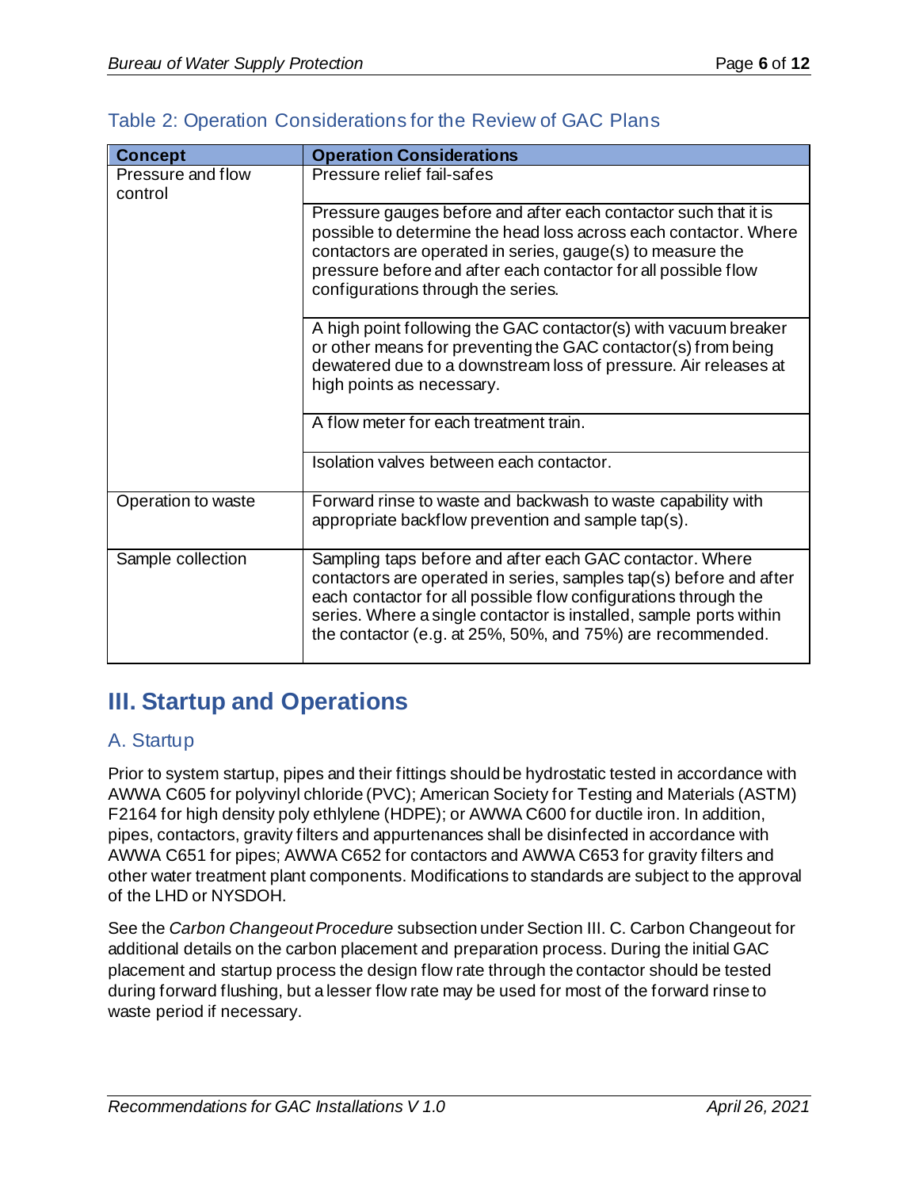### Table 2: Operation Considerations for the Review of GAC Plans

| Concept | Operation Considerations |
| --- | --- |
| Pressure and flow control | Pressure relief fail-safes |
| | Pressure gauges before and after each contactor such that it is possible to determine the head loss across each contactor. Where contactors are operated in series, gauge(s) to measure the pressure before and after each contactor for all possible flow configurations through the series. |
| | A high point following the GAC contactor(s) with vacuum breaker or other means for preventing the GAC contactor(s) from being dewatered due to a downstream loss of pressure. Air releases at high points as necessary. |
| | A flow meter for each treatment train. |
| | Isolation valves between each contactor. |
| Operation to waste | Forward rinse to waste and backwash to waste capability with appropriate backflow prevention and sample tap(s). |
| Sample collection | Sampling taps before and after each GAC contactor. Where contactors are operated in series, samples tap(s) before and after each contactor for all possible flow configurations through the series. Where a single contactor is installed, sample ports within the contactor (e.g. at 25%, 50%, and 75%) are recommended. |

## III. Startup and Operations

### A. Startup

Prior to system startup, pipes and their fittings should be hydrostatic tested in accordance with AWWA C605 for polyvinyl chloride (PVC); American Society for Testing and Materials (ASTM) F2164 for high density poly ethlylene (HDPE); or AWWA C600 for ductile iron. In addition, pipes, contactors, gravity filters and appurtenances shall be disinfected in accordance with AWWA C651 for pipes; AWWA C652 for contactors and AWWA C653 for gravity filters and other water treatment plant components. Modifications to standards are subject to the approval of the LHD or NYSDOH.

See the *Carbon Changeout Procedure* subsection under Section III. C. Carbon Changeout for additional details on the carbon placement and preparation process. During the initial GAC placement and startup process the design flow rate through the contactor should be tested during forward flushing, but a lesser flow rate may be used for most of the forward rinse to waste period if necessary.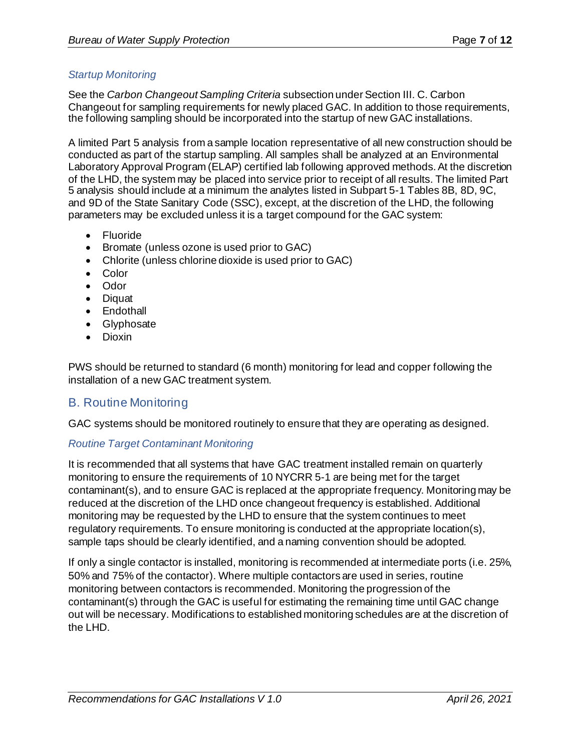*Startup Monitoring*

See the *Carbon Changeout Sampling Criteria* subsection under Section III. C. Carbon Changeout for sampling requirements for newly placed GAC. In addition to those requirements, the following sampling should be incorporated into the startup of new GAC installations.

A limited Part 5 analysis from a sample location representative of all new construction should be conducted as part of the startup sampling. All samples shall be analyzed at an Environmental Laboratory Approval Program (ELAP) certified lab following approved methods. At the discretion of the LHD, the system may be placed into service prior to receipt of all results. The limited Part 5 analysis should include at a minimum the analytes listed in Subpart 5-1 Tables 8B, 8D, 9C, and 9D of the State Sanitary Code (SSC), except, at the discretion of the LHD, the following parameters may be excluded unless it is a target compound for the GAC system:

- Fluoride
- Bromate (unless ozone is used prior to GAC)
- Chlorite (unless chlorine dioxide is used prior to GAC)
- Color
- Odor
- Diquat
- Endothall
- Glyphosate
- Dioxin

PWS should be returned to standard (6 month) monitoring for lead and copper following the installation of a new GAC treatment system.

## B. Routine Monitoring

GAC systems should be monitored routinely to ensure that they are operating as designed.

*Routine Target Contaminant Monitoring*

It is recommended that all systems that have GAC treatment installed remain on quarterly monitoring to ensure the requirements of 10 NYCRR 5-1 are being met for the target contaminant(s), and to ensure GAC is replaced at the appropriate frequency. Monitoring may be reduced at the discretion of the LHD once changeout frequency is established. Additional monitoring may be requested by the LHD to ensure that the system continues to meet regulatory requirements. To ensure monitoring is conducted at the appropriate location(s), sample taps should be clearly identified, and a naming convention should be adopted.

If only a single contactor is installed, monitoring is recommended at intermediate ports (i.e. 25%, 50% and 75% of the contactor). Where multiple contactors are used in series, routine monitoring between contactors is recommended. Monitoring the progression of the contaminant(s) through the GAC is useful for estimating the remaining time until GAC change out will be necessary. Modifications to established monitoring schedules are at the discretion of the LHD.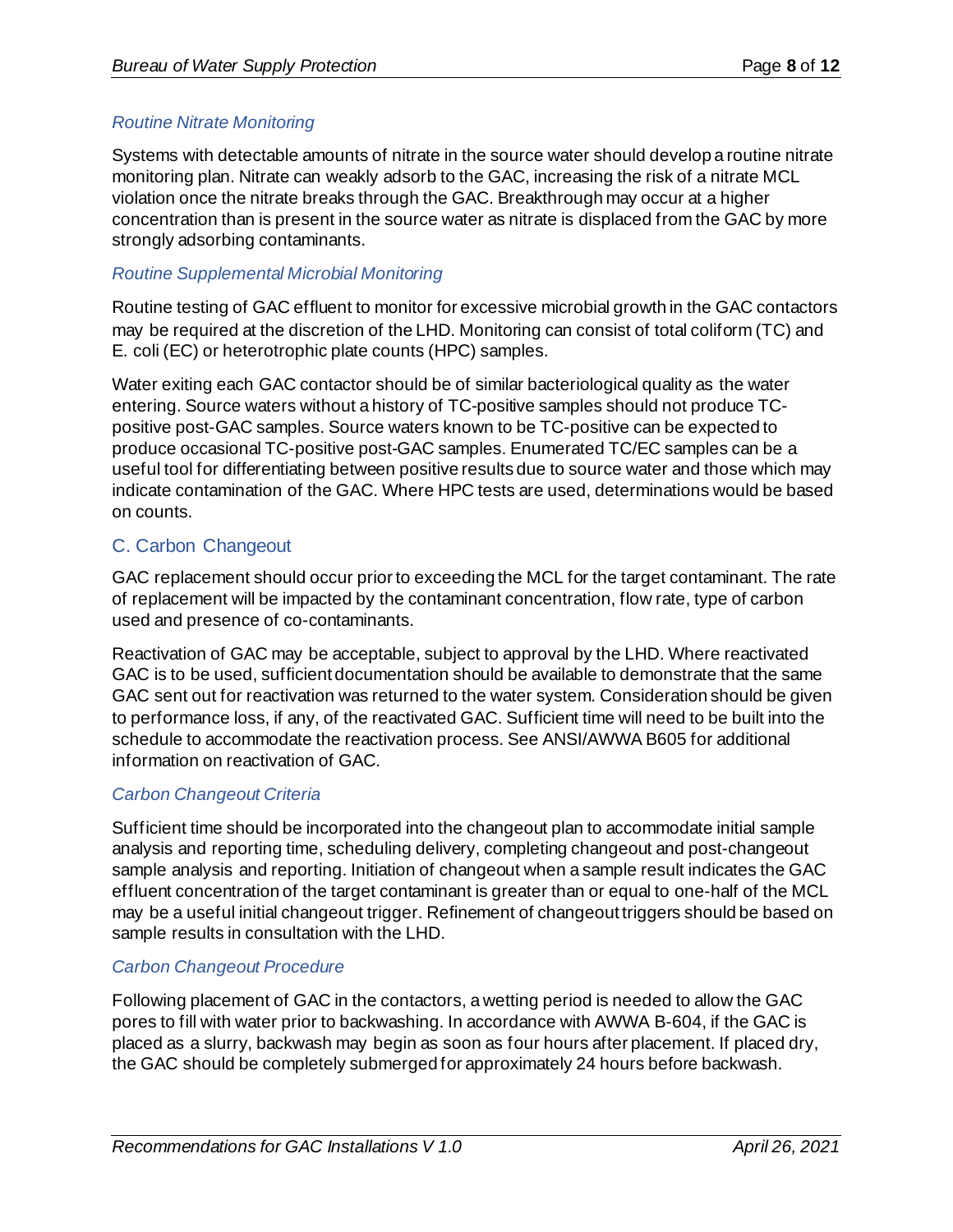### *Routine Nitrate Monitoring*

Systems with detectable amounts of nitrate in the source water should develop a routine nitrate monitoring plan. Nitrate can weakly adsorb to the GAC, increasing the risk of a nitrate MCL violation once the nitrate breaks through the GAC. Breakthrough may occur at a higher concentration than is present in the source water as nitrate is displaced from the GAC by more strongly adsorbing contaminants.

### *Routine Supplemental Microbial Monitoring*

Routine testing of GAC effluent to monitor for excessive microbial growth in the GAC contactors may be required at the discretion of the LHD. Monitoring can consist of total coliform (TC) and E. coli (EC) or heterotrophic plate counts (HPC) samples.

Water exiting each GAC contactor should be of similar bacteriological quality as the water entering. Source waters without a history of TC-positive samples should not produce TC-positive post-GAC samples. Source waters known to be TC-positive can be expected to produce occasional TC-positive post-GAC samples. Enumerated TC/EC samples can be a useful tool for differentiating between positive results due to source water and those which may indicate contamination of the GAC. Where HPC tests are used, determinations would be based on counts.

## C. Carbon Changeout

GAC replacement should occur prior to exceeding the MCL for the target contaminant. The rate of replacement will be impacted by the contaminant concentration, flow rate, type of carbon used and presence of co-contaminants.

Reactivation of GAC may be acceptable, subject to approval by the LHD. Where reactivated GAC is to be used, sufficient documentation should be available to demonstrate that the same GAC sent out for reactivation was returned to the water system. Consideration should be given to performance loss, if any, of the reactivated GAC. Sufficient time will need to be built into the schedule to accommodate the reactivation process. See ANSI/AWWA B605 for additional information on reactivation of GAC.

### *Carbon Changeout Criteria*

Sufficient time should be incorporated into the changeout plan to accommodate initial sample analysis and reporting time, scheduling delivery, completing changeout and post-changeout sample analysis and reporting. Initiation of changeout when a sample result indicates the GAC effluent concentration of the target contaminant is greater than or equal to one-half of the MCL may be a useful initial changeout trigger. Refinement of changeout triggers should be based on sample results in consultation with the LHD.

### *Carbon Changeout Procedure*

Following placement of GAC in the contactors, a wetting period is needed to allow the GAC pores to fill with water prior to backwashing. In accordance with AWWA B-604, if the GAC is placed as a slurry, backwash may begin as soon as four hours after placement. If placed dry, the GAC should be completely submerged for approximately 24 hours before backwash.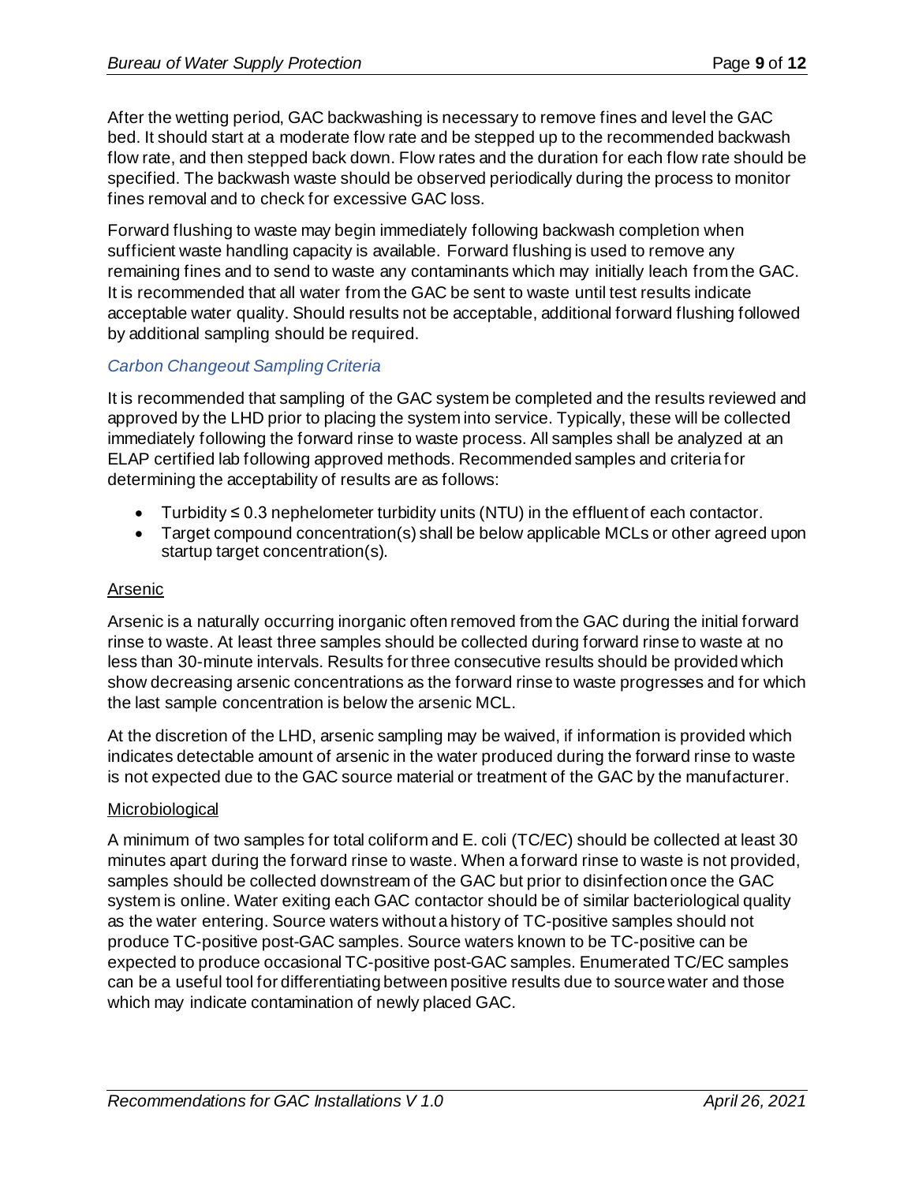After the wetting period, GAC backwashing is necessary to remove fines and level the GAC bed. It should start at a moderate flow rate and be stepped up to the recommended backwash flow rate, and then stepped back down. Flow rates and the duration for each flow rate should be specified. The backwash waste should be observed periodically during the process to monitor fines removal and to check for excessive GAC loss.

Forward flushing to waste may begin immediately following backwash completion when sufficient waste handling capacity is available. Forward flushing is used to remove any remaining fines and to send to waste any contaminants which may initially leach from the GAC. It is recommended that all water from the GAC be sent to waste until test results indicate acceptable water quality. Should results not be acceptable, additional forward flushing followed by additional sampling should be required.

### *Carbon Changeout Sampling Criteria*

It is recommended that sampling of the GAC system be completed and the results reviewed and approved by the LHD prior to placing the system into service. Typically, these will be collected immediately following the forward rinse to waste process. All samples shall be analyzed at an ELAP certified lab following approved methods. Recommended samples and criteria for determining the acceptability of results are as follows:

- Turbidity ≤ 0.3 nephelometer turbidity units (NTU) in the effluent of each contactor.
- Target compound concentration(s) shall be below applicable MCLs or other agreed upon startup target concentration(s).

#### Arsenic

Arsenic is a naturally occurring inorganic often removed from the GAC during the initial forward rinse to waste. At least three samples should be collected during forward rinse to waste at no less than 30-minute intervals. Results for three consecutive results should be provided which show decreasing arsenic concentrations as the forward rinse to waste progresses and for which the last sample concentration is below the arsenic MCL.

At the discretion of the LHD, arsenic sampling may be waived, if information is provided which indicates detectable amount of arsenic in the water produced during the forward rinse to waste is not expected due to the GAC source material or treatment of the GAC by the manufacturer.

#### Microbiological

A minimum of two samples for total coliform and E. coli (TC/EC) should be collected at least 30 minutes apart during the forward rinse to waste. When a forward rinse to waste is not provided, samples should be collected downstream of the GAC but prior to disinfection once the GAC system is online. Water exiting each GAC contactor should be of similar bacteriological quality as the water entering. Source waters without a history of TC-positive samples should not produce TC-positive post-GAC samples. Source waters known to be TC-positive can be expected to produce occasional TC-positive post-GAC samples. Enumerated TC/EC samples can be a useful tool for differentiating between positive results due to source water and those which may indicate contamination of newly placed GAC.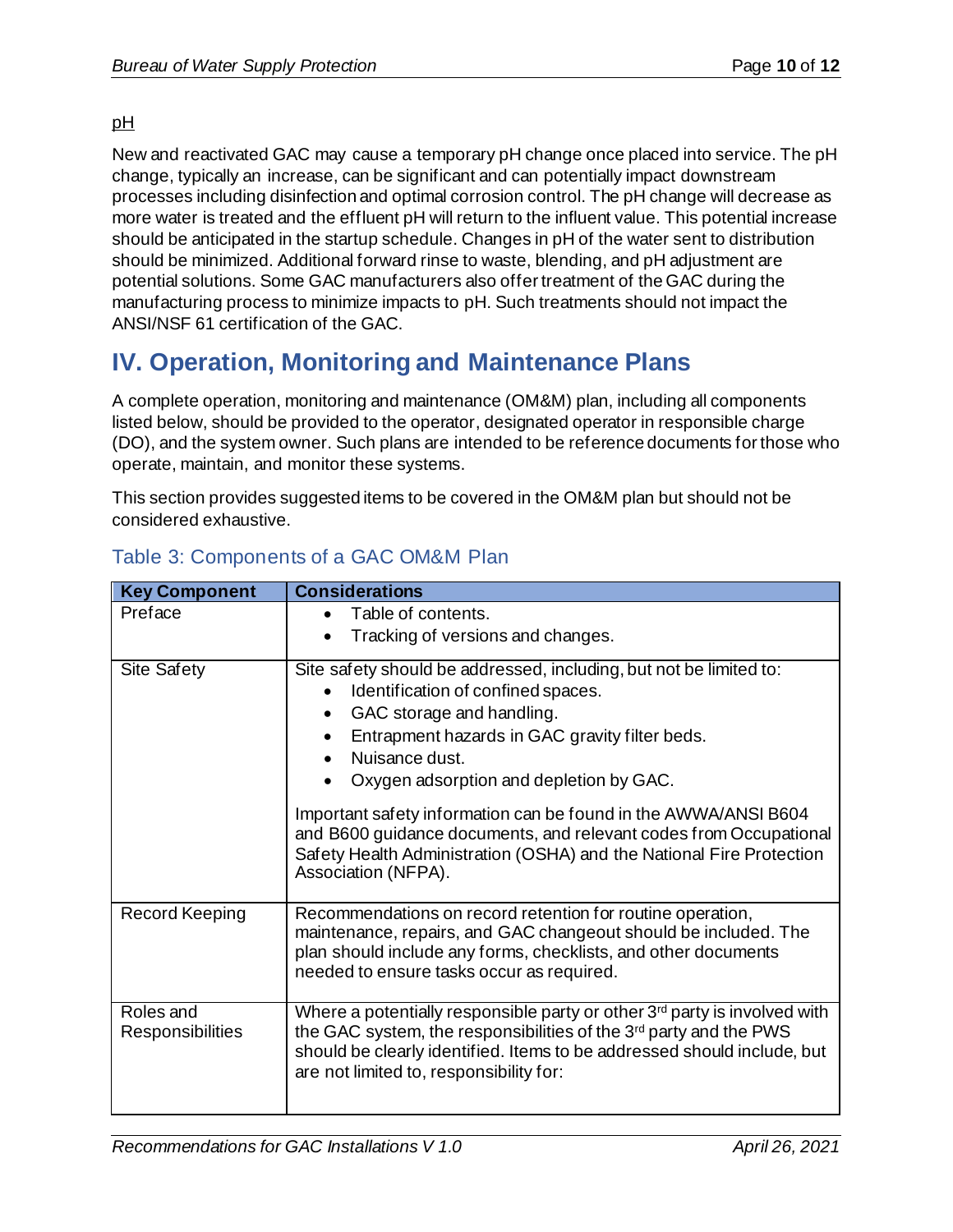pH

New and reactivated GAC may cause a temporary pH change once placed into service. The pH change, typically an increase, can be significant and can potentially impact downstream processes including disinfection and optimal corrosion control. The pH change will decrease as more water is treated and the effluent pH will return to the influent value. This potential increase should be anticipated in the startup schedule. Changes in pH of the water sent to distribution should be minimized. Additional forward rinse to waste, blending, and pH adjustment are potential solutions. Some GAC manufacturers also offer treatment of the GAC during the manufacturing process to minimize impacts to pH. Such treatments should not impact the ANSI/NSF 61 certification of the GAC.

# IV. Operation, Monitoring and Maintenance Plans

A complete operation, monitoring and maintenance (OM&M) plan, including all components listed below, should be provided to the operator, designated operator in responsible charge (DO), and the system owner. Such plans are intended to be reference documents for those who operate, maintain, and monitor these systems.

This section provides suggested items to be covered in the OM&M plan but should not be considered exhaustive.

## Table 3: Components of a GAC OM&M Plan

| Key Component | Considerations |
|---|---|
| Preface | • Table of contents.<br>• Tracking of versions and changes. |
| Site Safety | Site safety should be addressed, including, but not be limited to:<br>• Identification of confined spaces.<br>• GAC storage and handling.<br>• Entrapment hazards in GAC gravity filter beds.<br>• Nuisance dust.<br>• Oxygen adsorption and depletion by GAC.<br><br>Important safety information can be found in the AWWA/ANSI B604 and B600 guidance documents, and relevant codes from Occupational Safety Health Administration (OSHA) and the National Fire Protection Association (NFPA). |
| Record Keeping | Recommendations on record retention for routine operation, maintenance, repairs, and GAC changeout should be included. The plan should include any forms, checklists, and other documents needed to ensure tasks occur as required. |
| Roles and Responsibilities | Where a potentially responsible party or other 3rd party is involved with the GAC system, the responsibilities of the 3rd party and the PWS should be clearly identified. Items to be addressed should include, but are not limited to, responsibility for: |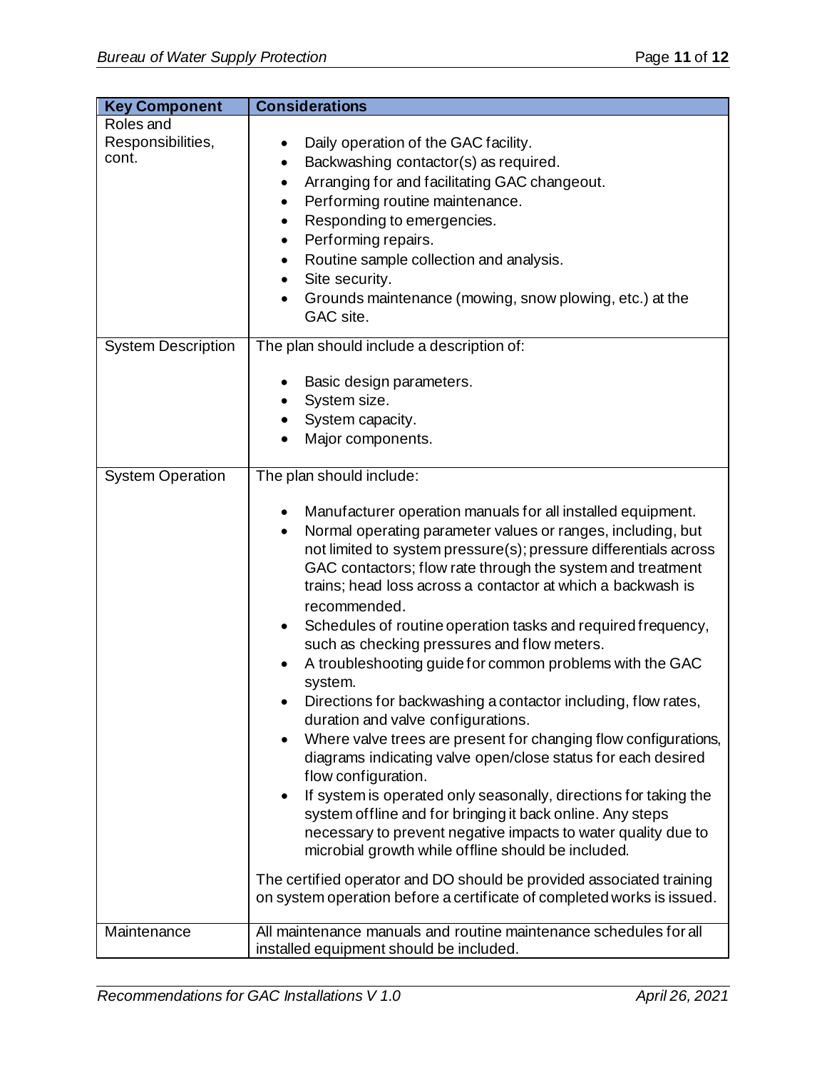| Key Component | Considerations |
|---|---|
| Roles and Responsibilities, cont. | • Daily operation of the GAC facility.<br>• Backwashing contactor(s) as required.<br>• Arranging for and facilitating GAC changeout.<br>• Performing routine maintenance.<br>• Responding to emergencies.<br>• Performing repairs.<br>• Routine sample collection and analysis.<br>• Site security.<br>• Grounds maintenance (mowing, snow plowing, etc.) at the GAC site. |
| System Description | The plan should include a description of:<br><br>• Basic design parameters.<br>• System size.<br>• System capacity.<br>• Major components. |
| System Operation | The plan should include:<br><br>• Manufacturer operation manuals for all installed equipment.<br>• Normal operating parameter values or ranges, including, but not limited to system pressure(s); pressure differentials across GAC contactors; flow rate through the system and treatment trains; head loss across a contactor at which a backwash is recommended.<br>• Schedules of routine operation tasks and required frequency, such as checking pressures and flow meters.<br>• A troubleshooting guide for common problems with the GAC system.<br>• Directions for backwashing a contactor including, flow rates, duration and valve configurations.<br>• Where valve trees are present for changing flow configurations, diagrams indicating valve open/close status for each desired flow configuration.<br>• If system is operated only seasonally, directions for taking the system offline and for bringing it back online. Any steps necessary to prevent negative impacts to water quality due to microbial growth while offline should be included.<br><br>The certified operator and DO should be provided associated training on system operation before a certificate of completed works is issued. |
| Maintenance | All maintenance manuals and routine maintenance schedules for all installed equipment should be included. |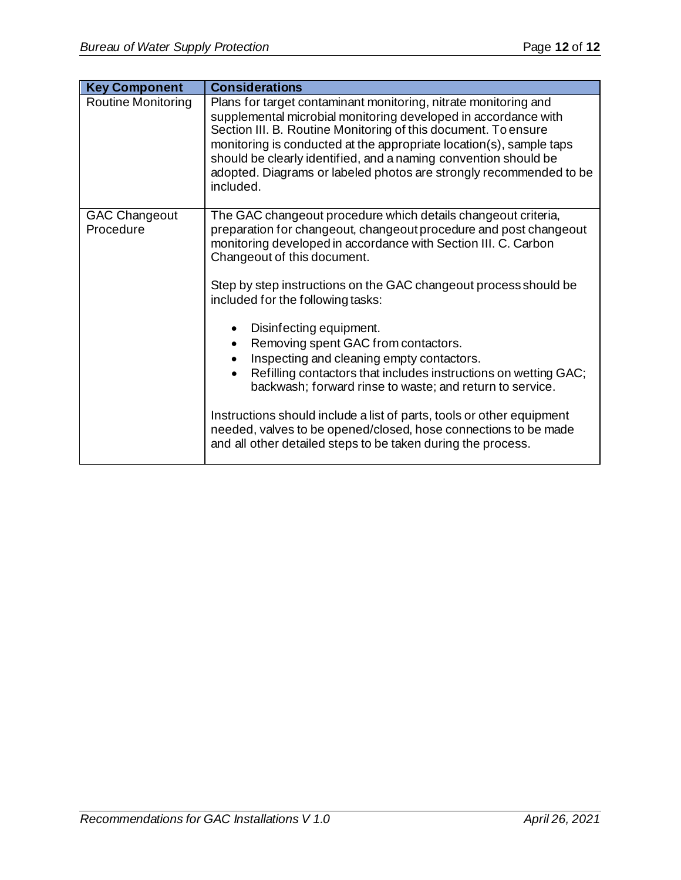| Key Component | Considerations |
|---|---|
| Routine Monitoring | Plans for target contaminant monitoring, nitrate monitoring and supplemental microbial monitoring developed in accordance with Section III. B. Routine Monitoring of this document. To ensure monitoring is conducted at the appropriate location(s), sample taps should be clearly identified, and a naming convention should be adopted. Diagrams or labeled photos are strongly recommended to be included. |
| GAC Changeout Procedure | The GAC changeout procedure which details changeout criteria, preparation for changeout, changeout procedure and post changeout monitoring developed in accordance with Section III. C. Carbon Changeout of this document.<br><br>Step by step instructions on the GAC changeout process should be included for the following tasks:<br><br>• Disinfecting equipment.<br>• Removing spent GAC from contactors.<br>• Inspecting and cleaning empty contactors.<br>• Refilling contactors that includes instructions on wetting GAC; backwash; forward rinse to waste; and return to service.<br><br>Instructions should include a list of parts, tools or other equipment needed, valves to be opened/closed, hose connections to be made and all other detailed steps to be taken during the process. |